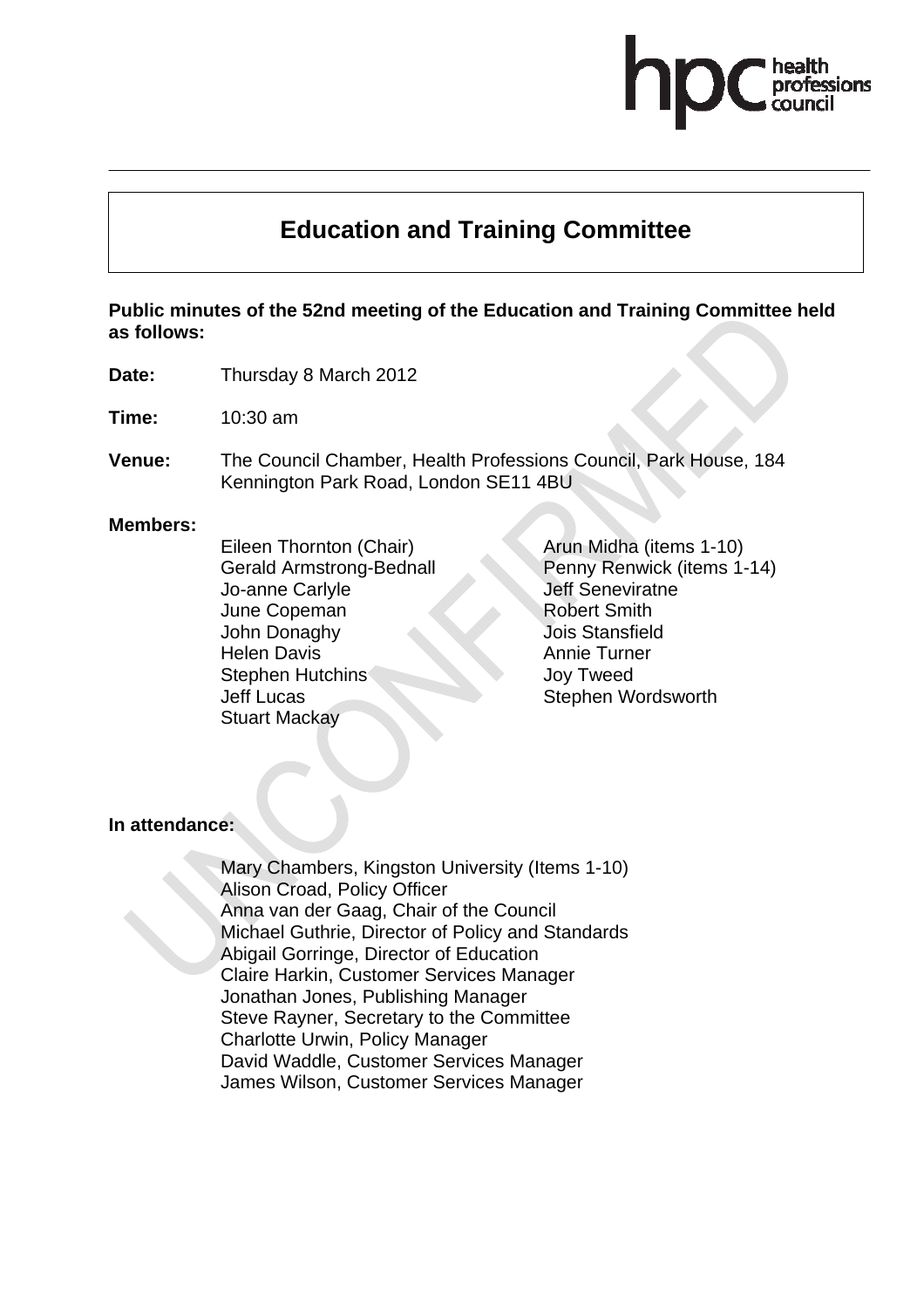# Education and Training Committee

**Public minutes of the 52nd meeting of the Education and Training Committee held as follows:**

**Date:** Thursday 8 March 2012

**Time:** 10:30 am

**Venue:** The Council Chamber, Health Professions Council, Park House, 184 Kennington Park Road, London SE11 4BU

**Members:**

Eileen Thornton (Chair)
Gerald Armstrong-Bednall
Jo-anne Carlyle
June Copeman
John Donaghy
Helen Davis
Stephen Hutchins
Jeff Lucas
Stuart Mackay
Arun Midha (items 1-10)
Penny Renwick (items 1-14)
Jeff Seneviratne
Robert Smith
Jois Stansfield
Annie Turner
Joy Tweed
Stephen Wordsworth

**In attendance:**

Mary Chambers, Kingston University (Items 1-10)
Alison Croad, Policy Officer
Anna van der Gaag, Chair of the Council
Michael Guthrie, Director of Policy and Standards
Abigail Gorringe, Director of Education
Claire Harkin, Customer Services Manager
Jonathan Jones, Publishing Manager
Steve Rayner, Secretary to the Committee
Charlotte Urwin, Policy Manager
David Waddle, Customer Services Manager
James Wilson, Customer Services Manager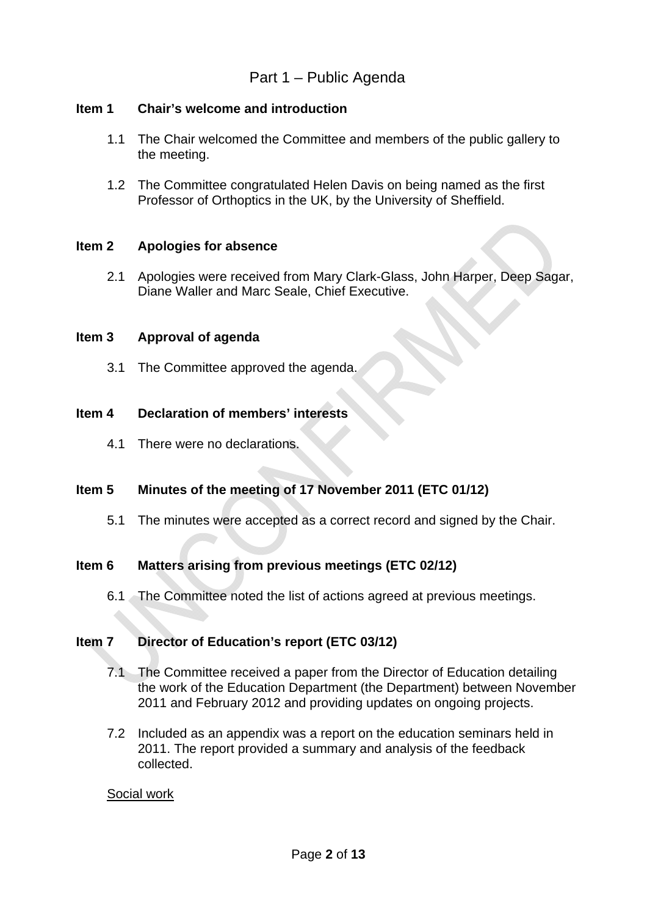## Part 1 – Public Agenda

**Item 1 Chair's welcome and introduction**

1.1 The Chair welcomed the Committee and members of the public gallery to the meeting.

1.2 The Committee congratulated Helen Davis on being named as the first Professor of Orthoptics in the UK, by the University of Sheffield.

**Item 2 Apologies for absence**

2.1 Apologies were received from Mary Clark-Glass, John Harper, Deep Sagar, Diane Waller and Marc Seale, Chief Executive.

**Item 3 Approval of agenda**

3.1 The Committee approved the agenda.

**Item 4 Declaration of members' interests**

4.1 There were no declarations.

**Item 5 Minutes of the meeting of 17 November 2011 (ETC 01/12)**

5.1 The minutes were accepted as a correct record and signed by the Chair.

**Item 6 Matters arising from previous meetings (ETC 02/12)**

6.1 The Committee noted the list of actions agreed at previous meetings.

**Item 7 Director of Education's report (ETC 03/12)**

7.1 The Committee received a paper from the Director of Education detailing the work of the Education Department (the Department) between November 2011 and February 2012 and providing updates on ongoing projects.

7.2 Included as an appendix was a report on the education seminars held in 2011. The report provided a summary and analysis of the feedback collected.

<u>Social work</u>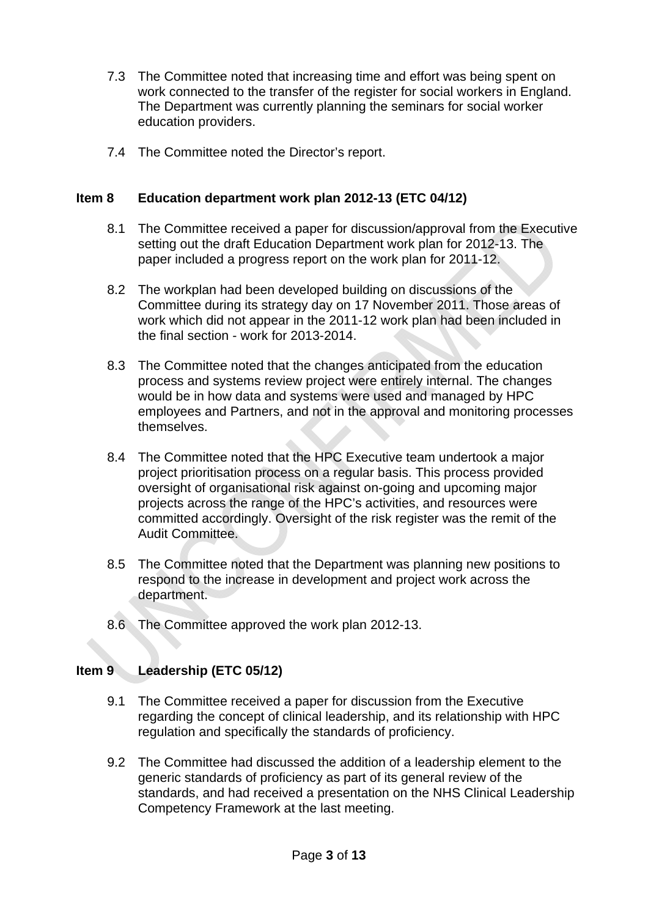7.3 The Committee noted that increasing time and effort was being spent on work connected to the transfer of the register for social workers in England. The Department was currently planning the seminars for social worker education providers.

7.4 The Committee noted the Director's report.

## Item 8 Education department work plan 2012-13 (ETC 04/12)

8.1 The Committee received a paper for discussion/approval from the Executive setting out the draft Education Department work plan for 2012-13. The paper included a progress report on the work plan for 2011-12.

8.2 The workplan had been developed building on discussions of the Committee during its strategy day on 17 November 2011. Those areas of work which did not appear in the 2011-12 work plan had been included in the final section - work for 2013-2014.

8.3 The Committee noted that the changes anticipated from the education process and systems review project were entirely internal. The changes would be in how data and systems were used and managed by HPC employees and Partners, and not in the approval and monitoring processes themselves.

8.4 The Committee noted that the HPC Executive team undertook a major project prioritisation process on a regular basis. This process provided oversight of organisational risk against on-going and upcoming major projects across the range of the HPC's activities, and resources were committed accordingly. Oversight of the risk register was the remit of the Audit Committee.

8.5 The Committee noted that the Department was planning new positions to respond to the increase in development and project work across the department.

8.6 The Committee approved the work plan 2012-13.

## Item 9 Leadership (ETC 05/12)

9.1 The Committee received a paper for discussion from the Executive regarding the concept of clinical leadership, and its relationship with HPC regulation and specifically the standards of proficiency.

9.2 The Committee had discussed the addition of a leadership element to the generic standards of proficiency as part of its general review of the standards, and had received a presentation on the NHS Clinical Leadership Competency Framework at the last meeting.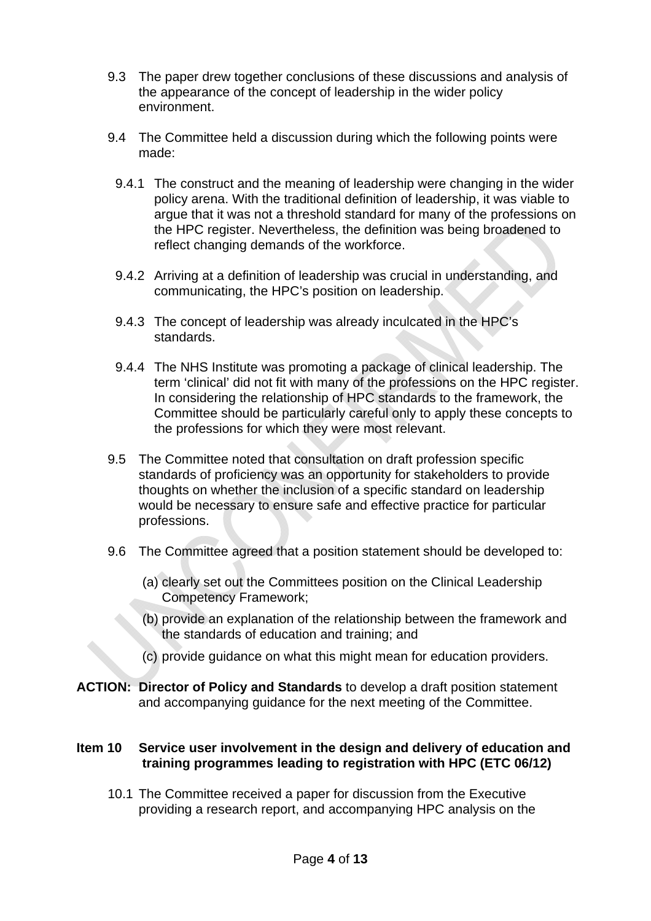9.3 The paper drew together conclusions of these discussions and analysis of the appearance of the concept of leadership in the wider policy environment.

9.4 The Committee held a discussion during which the following points were made:

9.4.1 The construct and the meaning of leadership were changing in the wider policy arena. With the traditional definition of leadership, it was viable to argue that it was not a threshold standard for many of the professions on the HPC register. Nevertheless, the definition was being broadened to reflect changing demands of the workforce.

9.4.2 Arriving at a definition of leadership was crucial in understanding, and communicating, the HPC's position on leadership.

9.4.3 The concept of leadership was already inculcated in the HPC's standards.

9.4.4 The NHS Institute was promoting a package of clinical leadership. The term 'clinical' did not fit with many of the professions on the HPC register. In considering the relationship of HPC standards to the framework, the Committee should be particularly careful only to apply these concepts to the professions for which they were most relevant.

9.5 The Committee noted that consultation on draft profession specific standards of proficiency was an opportunity for stakeholders to provide thoughts on whether the inclusion of a specific standard on leadership would be necessary to ensure safe and effective practice for particular professions.

9.6 The Committee agreed that a position statement should be developed to:

(a) clearly set out the Committees position on the Clinical Leadership Competency Framework;

(b) provide an explanation of the relationship between the framework and the standards of education and training; and

(c) provide guidance on what this might mean for education providers.

**ACTION:** **Director of Policy and Standards** to develop a draft position statement and accompanying guidance for the next meeting of the Committee.

### Item 10 Service user involvement in the design and delivery of education and training programmes leading to registration with HPC (ETC 06/12)

10.1 The Committee received a paper for discussion from the Executive providing a research report, and accompanying HPC analysis on the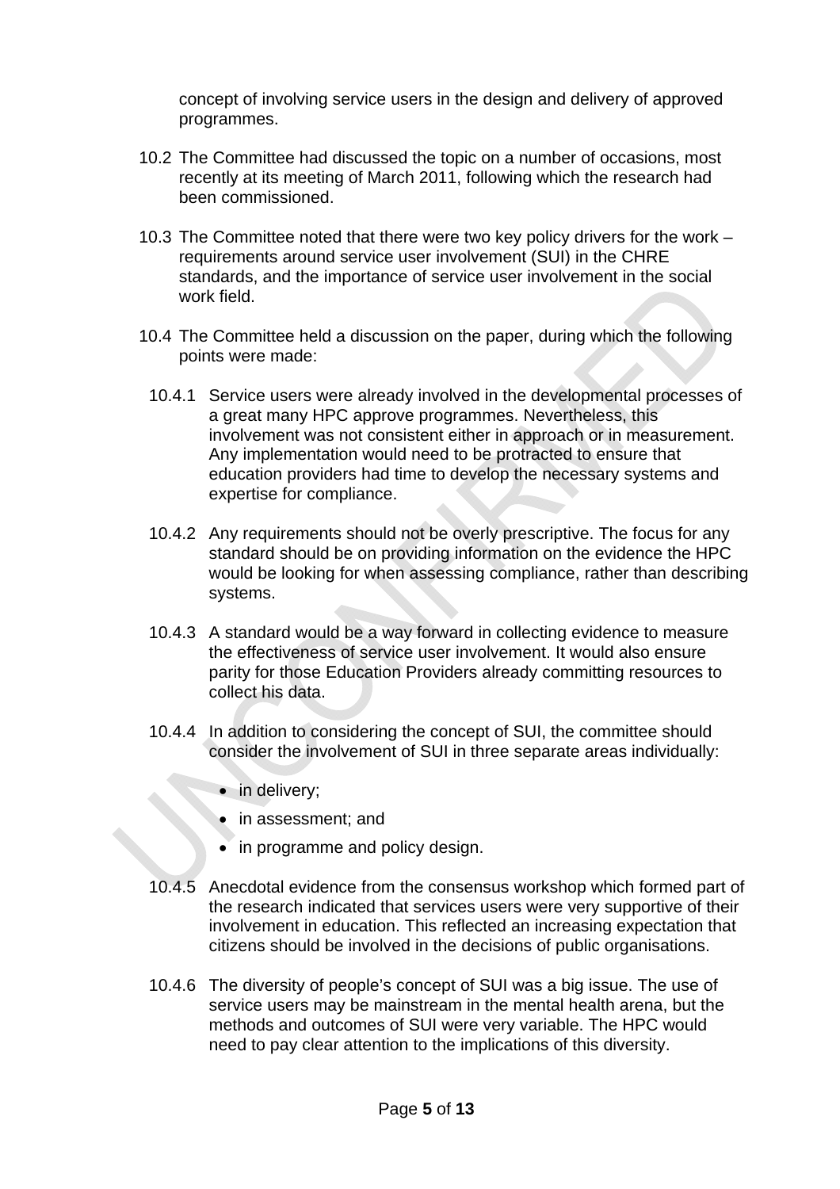concept of involving service users in the design and delivery of approved programmes.

10.2 The Committee had discussed the topic on a number of occasions, most recently at its meeting of March 2011, following which the research had been commissioned.

10.3 The Committee noted that there were two key policy drivers for the work – requirements around service user involvement (SUI) in the CHRE standards, and the importance of service user involvement in the social work field.

10.4 The Committee held a discussion on the paper, during which the following points were made:

10.4.1 Service users were already involved in the developmental processes of a great many HPC approve programmes. Nevertheless, this involvement was not consistent either in approach or in measurement. Any implementation would need to be protracted to ensure that education providers had time to develop the necessary systems and expertise for compliance.

10.4.2 Any requirements should not be overly prescriptive. The focus for any standard should be on providing information on the evidence the HPC would be looking for when assessing compliance, rather than describing systems.

10.4.3 A standard would be a way forward in collecting evidence to measure the effectiveness of service user involvement. It would also ensure parity for those Education Providers already committing resources to collect his data.

10.4.4 In addition to considering the concept of SUI, the committee should consider the involvement of SUI in three separate areas individually:

- in delivery;
- in assessment; and
- in programme and policy design.

10.4.5 Anecdotal evidence from the consensus workshop which formed part of the research indicated that services users were very supportive of their involvement in education. This reflected an increasing expectation that citizens should be involved in the decisions of public organisations.

10.4.6 The diversity of people's concept of SUI was a big issue. The use of service users may be mainstream in the mental health arena, but the methods and outcomes of SUI were very variable. The HPC would need to pay clear attention to the implications of this diversity.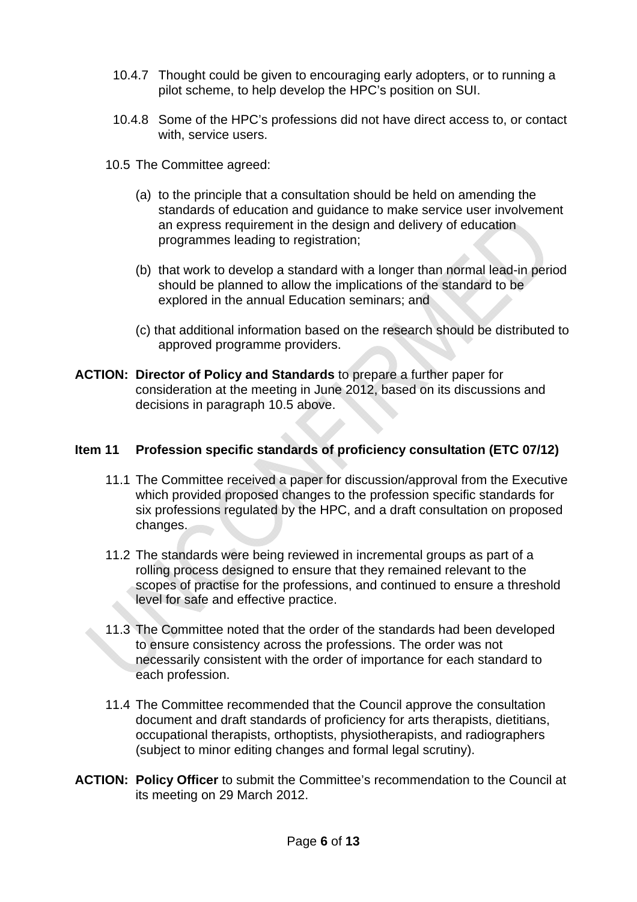10.4.7 Thought could be given to encouraging early adopters, or to running a pilot scheme, to help develop the HPC's position on SUI.

10.4.8 Some of the HPC's professions did not have direct access to, or contact with, service users.

10.5 The Committee agreed:

(a) to the principle that a consultation should be held on amending the standards of education and guidance to make service user involvement an express requirement in the design and delivery of education programmes leading to registration;

(b) that work to develop a standard with a longer than normal lead-in period should be planned to allow the implications of the standard to be explored in the annual Education seminars; and

(c) that additional information based on the research should be distributed to approved programme providers.

**ACTION:** **Director of Policy and Standards** to prepare a further paper for consideration at the meeting in June 2012, based on its discussions and decisions in paragraph 10.5 above.

## Item 11 Profession specific standards of proficiency consultation (ETC 07/12)

11.1 The Committee received a paper for discussion/approval from the Executive which provided proposed changes to the profession specific standards for six professions regulated by the HPC, and a draft consultation on proposed changes.

11.2 The standards were being reviewed in incremental groups as part of a rolling process designed to ensure that they remained relevant to the scopes of practise for the professions, and continued to ensure a threshold level for safe and effective practice.

11.3 The Committee noted that the order of the standards had been developed to ensure consistency across the professions. The order was not necessarily consistent with the order of importance for each standard to each profession.

11.4 The Committee recommended that the Council approve the consultation document and draft standards of proficiency for arts therapists, dietitians, occupational therapists, orthoptists, physiotherapists, and radiographers (subject to minor editing changes and formal legal scrutiny).

**ACTION:** **Policy Officer** to submit the Committee's recommendation to the Council at its meeting on 29 March 2012.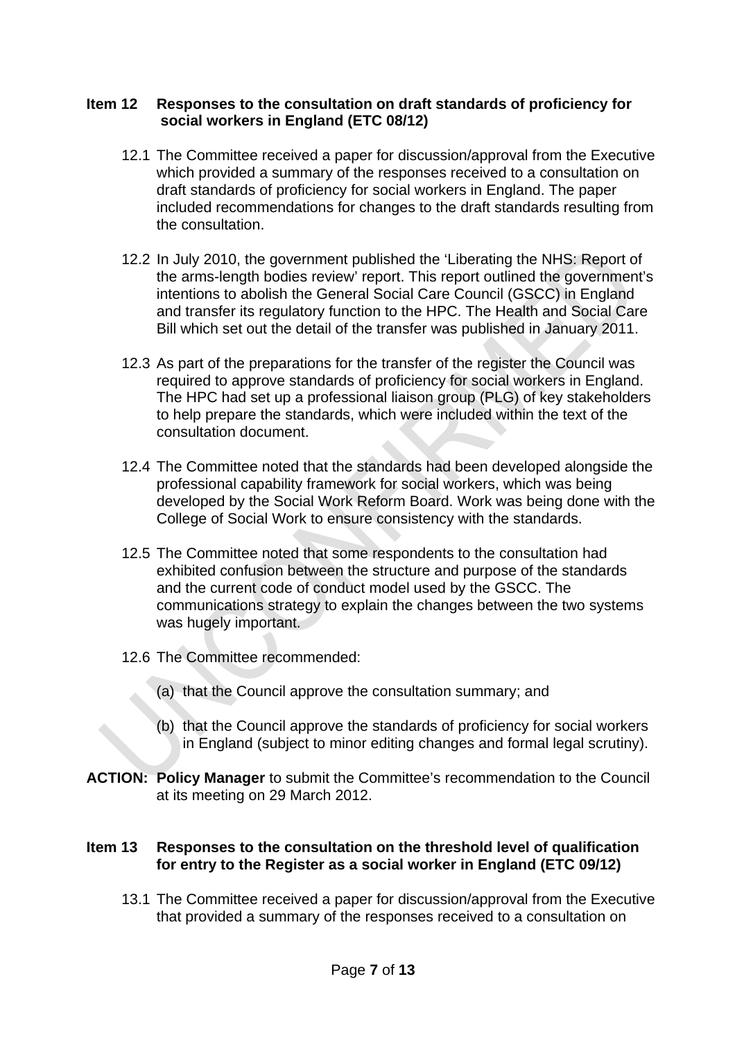**Item 12 Responses to the consultation on draft standards of proficiency for social workers in England (ETC 08/12)**

12.1 The Committee received a paper for discussion/approval from the Executive which provided a summary of the responses received to a consultation on draft standards of proficiency for social workers in England. The paper included recommendations for changes to the draft standards resulting from the consultation.

12.2 In July 2010, the government published the 'Liberating the NHS: Report of the arms-length bodies review' report. This report outlined the government's intentions to abolish the General Social Care Council (GSCC) in England and transfer its regulatory function to the HPC. The Health and Social Care Bill which set out the detail of the transfer was published in January 2011.

12.3 As part of the preparations for the transfer of the register the Council was required to approve standards of proficiency for social workers in England. The HPC had set up a professional liaison group (PLG) of key stakeholders to help prepare the standards, which were included within the text of the consultation document.

12.4 The Committee noted that the standards had been developed alongside the professional capability framework for social workers, which was being developed by the Social Work Reform Board. Work was being done with the College of Social Work to ensure consistency with the standards.

12.5 The Committee noted that some respondents to the consultation had exhibited confusion between the structure and purpose of the standards and the current code of conduct model used by the GSCC. The communications strategy to explain the changes between the two systems was hugely important.

12.6 The Committee recommended:

(a) that the Council approve the consultation summary; and

(b) that the Council approve the standards of proficiency for social workers in England (subject to minor editing changes and formal legal scrutiny).

**ACTION: Policy Manager** to submit the Committee's recommendation to the Council at its meeting on 29 March 2012.

**Item 13 Responses to the consultation on the threshold level of qualification for entry to the Register as a social worker in England (ETC 09/12)**

13.1 The Committee received a paper for discussion/approval from the Executive that provided a summary of the responses received to a consultation on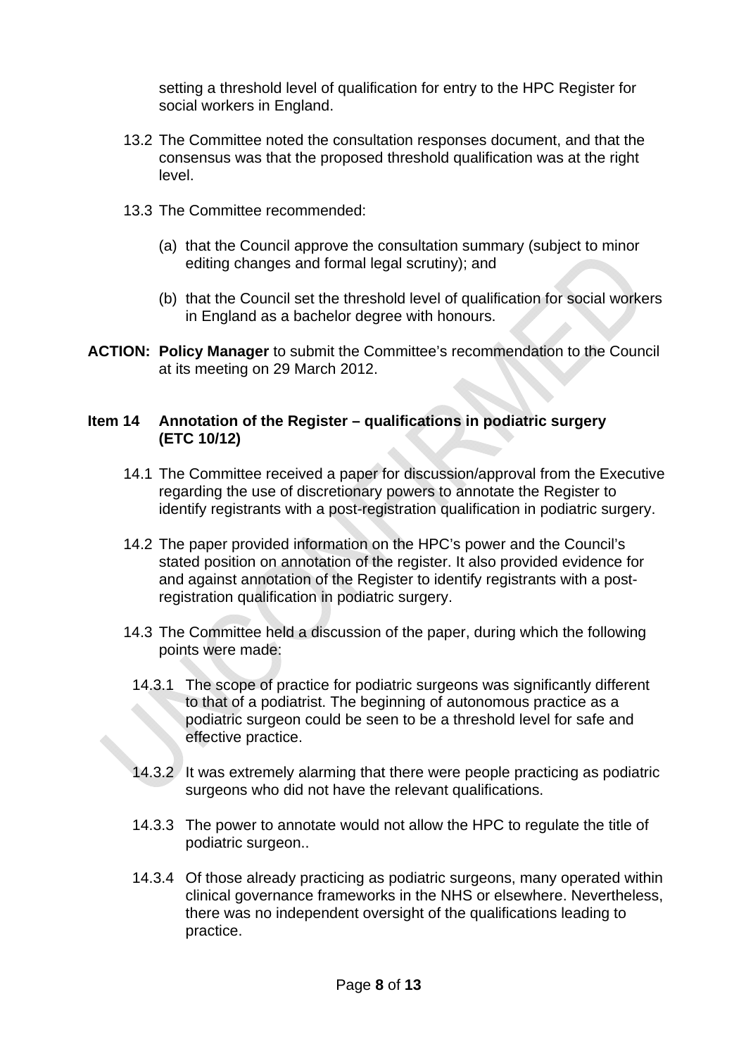setting a threshold level of qualification for entry to the HPC Register for social workers in England.

13.2 The Committee noted the consultation responses document, and that the consensus was that the proposed threshold qualification was at the right level.

13.3 The Committee recommended:

(a) that the Council approve the consultation summary (subject to minor editing changes and formal legal scrutiny); and

(b) that the Council set the threshold level of qualification for social workers in England as a bachelor degree with honours.

**ACTION: Policy Manager** to submit the Committee's recommendation to the Council at its meeting on 29 March 2012.

### Item 14 Annotation of the Register – qualifications in podiatric surgery (ETC 10/12)

14.1 The Committee received a paper for discussion/approval from the Executive regarding the use of discretionary powers to annotate the Register to identify registrants with a post-registration qualification in podiatric surgery.

14.2 The paper provided information on the HPC's power and the Council's stated position on annotation of the register. It also provided evidence for and against annotation of the Register to identify registrants with a post-registration qualification in podiatric surgery.

14.3 The Committee held a discussion of the paper, during which the following points were made:

14.3.1 The scope of practice for podiatric surgeons was significantly different to that of a podiatrist. The beginning of autonomous practice as a podiatric surgeon could be seen to be a threshold level for safe and effective practice.

14.3.2 It was extremely alarming that there were people practicing as podiatric surgeons who did not have the relevant qualifications.

14.3.3 The power to annotate would not allow the HPC to regulate the title of podiatric surgeon..

14.3.4 Of those already practicing as podiatric surgeons, many operated within clinical governance frameworks in the NHS or elsewhere. Nevertheless, there was no independent oversight of the qualifications leading to practice.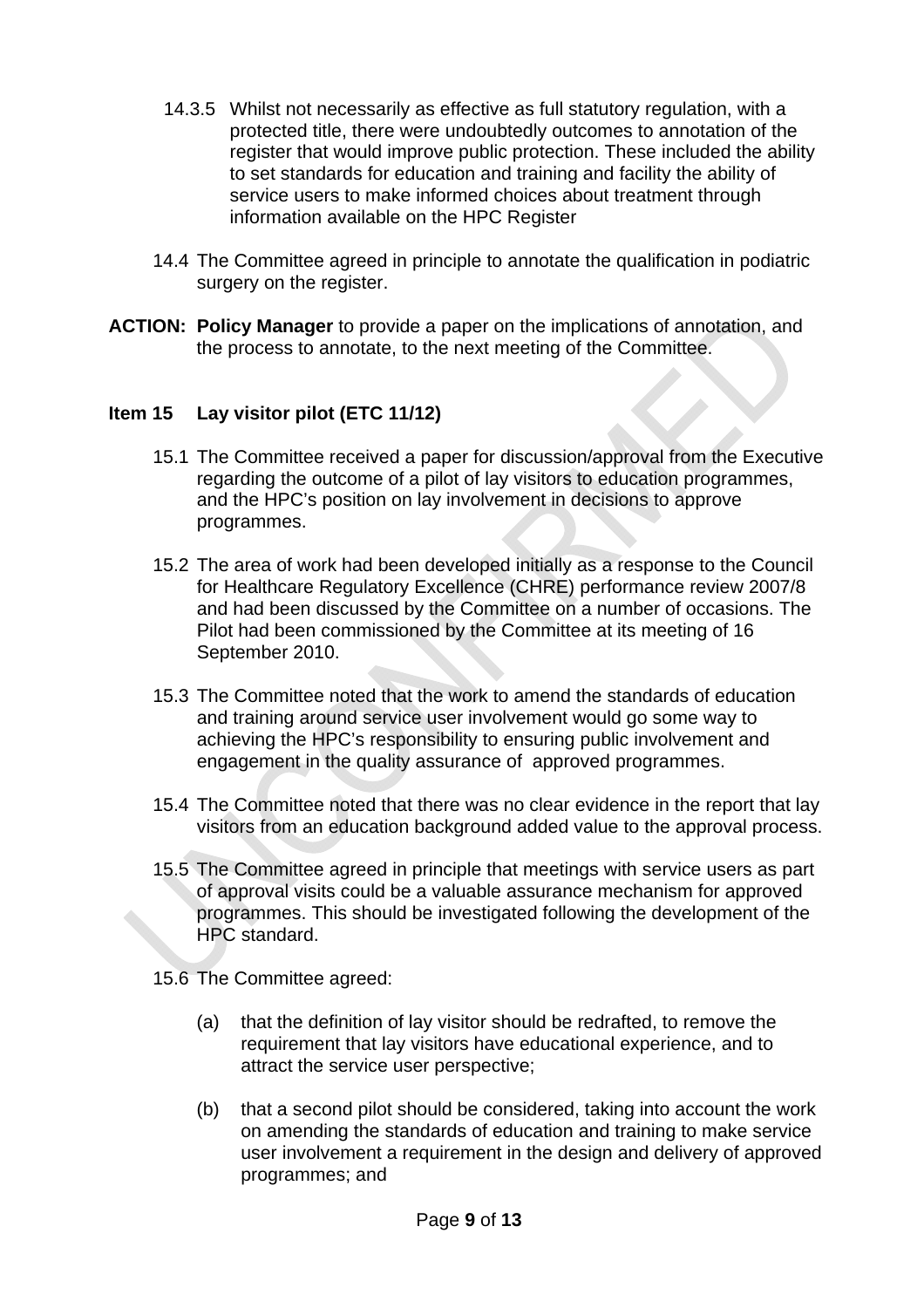14.3.5 Whilst not necessarily as effective as full statutory regulation, with a protected title, there were undoubtedly outcomes to annotation of the register that would improve public protection. These included the ability to set standards for education and training and facility the ability of service users to make informed choices about treatment through information available on the HPC Register

14.4 The Committee agreed in principle to annotate the qualification in podiatric surgery on the register.

**ACTION:** **Policy Manager** to provide a paper on the implications of annotation, and the process to annotate, to the next meeting of the Committee.

**Item 15 Lay visitor pilot (ETC 11/12)**

15.1 The Committee received a paper for discussion/approval from the Executive regarding the outcome of a pilot of lay visitors to education programmes, and the HPC's position on lay involvement in decisions to approve programmes.

15.2 The area of work had been developed initially as a response to the Council for Healthcare Regulatory Excellence (CHRE) performance review 2007/8 and had been discussed by the Committee on a number of occasions. The Pilot had been commissioned by the Committee at its meeting of 16 September 2010.

15.3 The Committee noted that the work to amend the standards of education and training around service user involvement would go some way to achieving the HPC's responsibility to ensuring public involvement and engagement in the quality assurance of approved programmes.

15.4 The Committee noted that there was no clear evidence in the report that lay visitors from an education background added value to the approval process.

15.5 The Committee agreed in principle that meetings with service users as part of approval visits could be a valuable assurance mechanism for approved programmes. This should be investigated following the development of the HPC standard.

15.6 The Committee agreed:

(a) that the definition of lay visitor should be redrafted, to remove the requirement that lay visitors have educational experience, and to attract the service user perspective;

(b) that a second pilot should be considered, taking into account the work on amending the standards of education and training to make service user involvement a requirement in the design and delivery of approved programmes; and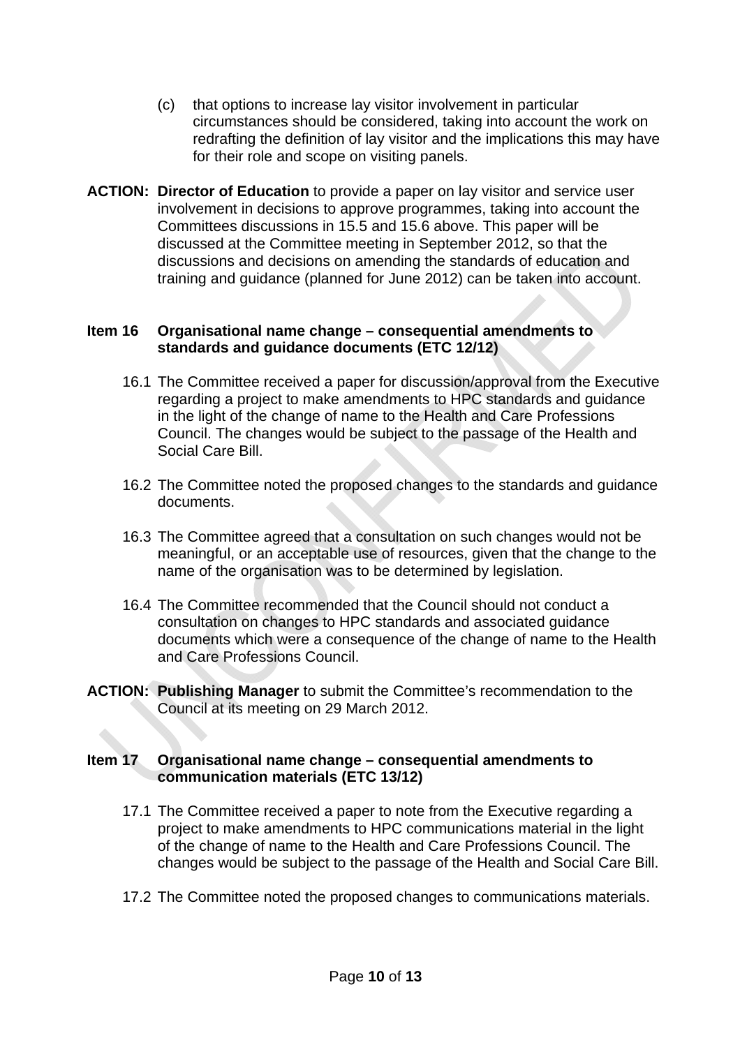(c) that options to increase lay visitor involvement in particular circumstances should be considered, taking into account the work on redrafting the definition of lay visitor and the implications this may have for their role and scope on visiting panels.

**ACTION:** **Director of Education** to provide a paper on lay visitor and service user involvement in decisions to approve programmes, taking into account the Committees discussions in 15.5 and 15.6 above. This paper will be discussed at the Committee meeting in September 2012, so that the discussions and decisions on amending the standards of education and training and guidance (planned for June 2012) can be taken into account.

**Item 16 Organisational name change – consequential amendments to standards and guidance documents (ETC 12/12)**

16.1 The Committee received a paper for discussion/approval from the Executive regarding a project to make amendments to HPC standards and guidance in the light of the change of name to the Health and Care Professions Council. The changes would be subject to the passage of the Health and Social Care Bill.

16.2 The Committee noted the proposed changes to the standards and guidance documents.

16.3 The Committee agreed that a consultation on such changes would not be meaningful, or an acceptable use of resources, given that the change to the name of the organisation was to be determined by legislation.

16.4 The Committee recommended that the Council should not conduct a consultation on changes to HPC standards and associated guidance documents which were a consequence of the change of name to the Health and Care Professions Council.

**ACTION:** **Publishing Manager** to submit the Committee's recommendation to the Council at its meeting on 29 March 2012.

**Item 17 Organisational name change – consequential amendments to communication materials (ETC 13/12)**

17.1 The Committee received a paper to note from the Executive regarding a project to make amendments to HPC communications material in the light of the change of name to the Health and Care Professions Council. The changes would be subject to the passage of the Health and Social Care Bill.

17.2 The Committee noted the proposed changes to communications materials.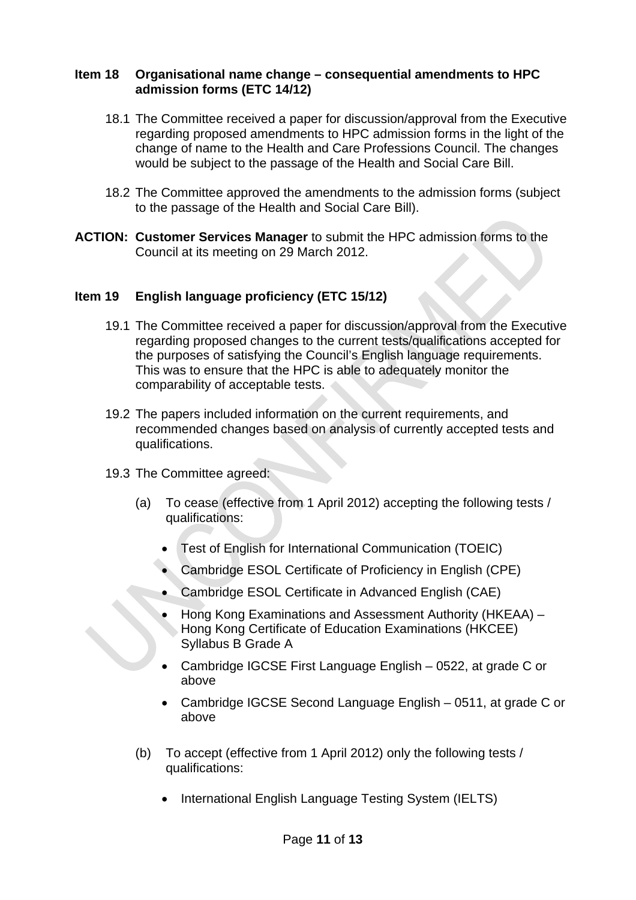**Item 18 Organisational name change – consequential amendments to HPC admission forms (ETC 14/12)**

18.1 The Committee received a paper for discussion/approval from the Executive regarding proposed amendments to HPC admission forms in the light of the change of name to the Health and Care Professions Council. The changes would be subject to the passage of the Health and Social Care Bill.

18.2 The Committee approved the amendments to the admission forms (subject to the passage of the Health and Social Care Bill).

**ACTION: Customer Services Manager** to submit the HPC admission forms to the Council at its meeting on 29 March 2012.

**Item 19 English language proficiency (ETC 15/12)**

19.1 The Committee received a paper for discussion/approval from the Executive regarding proposed changes to the current tests/qualifications accepted for the purposes of satisfying the Council's English language requirements. This was to ensure that the HPC is able to adequately monitor the comparability of acceptable tests.

19.2 The papers included information on the current requirements, and recommended changes based on analysis of currently accepted tests and qualifications.

19.3 The Committee agreed:

(a) To cease (effective from 1 April 2012) accepting the following tests / qualifications:

- Test of English for International Communication (TOEIC)
- Cambridge ESOL Certificate of Proficiency in English (CPE)
- Cambridge ESOL Certificate in Advanced English (CAE)
- Hong Kong Examinations and Assessment Authority (HKEAA) – Hong Kong Certificate of Education Examinations (HKCEE) Syllabus B Grade A
- Cambridge IGCSE First Language English – 0522, at grade C or above
- Cambridge IGCSE Second Language English – 0511, at grade C or above

(b) To accept (effective from 1 April 2012) only the following tests / qualifications:

- International English Language Testing System (IELTS)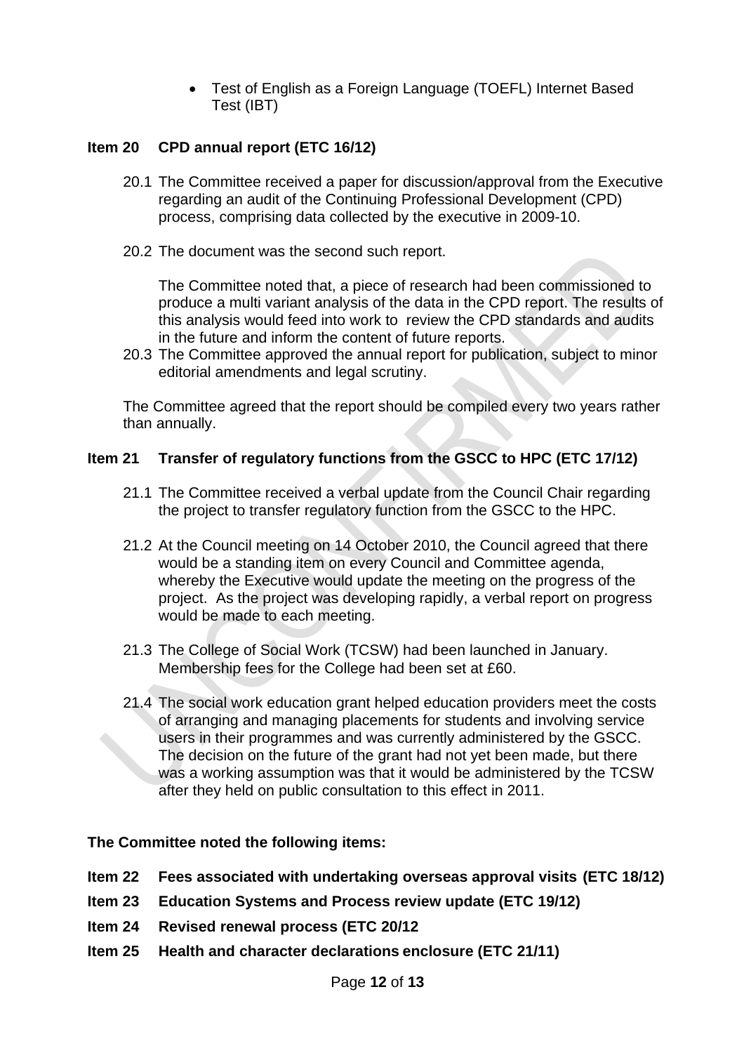- Test of English as a Foreign Language (TOEFL) Internet Based Test (IBT)

**Item 20 CPD annual report (ETC 16/12)**

20.1 The Committee received a paper for discussion/approval from the Executive regarding an audit of the Continuing Professional Development (CPD) process, comprising data collected by the executive in 2009-10.

20.2 The document was the second such report.

The Committee noted that, a piece of research had been commissioned to produce a multi variant analysis of the data in the CPD report. The results of this analysis would feed into work to review the CPD standards and audits in the future and inform the content of future reports.

20.3 The Committee approved the annual report for publication, subject to minor editorial amendments and legal scrutiny.

The Committee agreed that the report should be compiled every two years rather than annually.

**Item 21 Transfer of regulatory functions from the GSCC to HPC (ETC 17/12)**

21.1 The Committee received a verbal update from the Council Chair regarding the project to transfer regulatory function from the GSCC to the HPC.

21.2 At the Council meeting on 14 October 2010, the Council agreed that there would be a standing item on every Council and Committee agenda, whereby the Executive would update the meeting on the progress of the project. As the project was developing rapidly, a verbal report on progress would be made to each meeting.

21.3 The College of Social Work (TCSW) had been launched in January. Membership fees for the College had been set at £60.

21.4 The social work education grant helped education providers meet the costs of arranging and managing placements for students and involving service users in their programmes and was currently administered by the GSCC. The decision on the future of the grant had not yet been made, but there was a working assumption was that it would be administered by the TCSW after they held on public consultation to this effect in 2011.

**The Committee noted the following items:**

**Item 22 Fees associated with undertaking overseas approval visits (ETC 18/12)**

**Item 23 Education Systems and Process review update (ETC 19/12)**

**Item 24 Revised renewal process (ETC 20/12**

**Item 25 Health and character declarations enclosure (ETC 21/11)**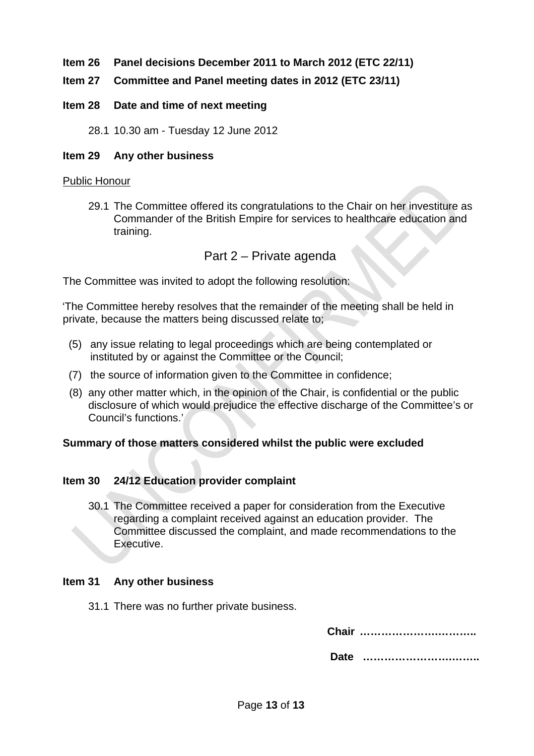**Item 26 Panel decisions December 2011 to March 2012 (ETC 22/11)**

**Item 27 Committee and Panel meeting dates in 2012 (ETC 23/11)**

**Item 28 Date and time of next meeting**

28.1 10.30 am - Tuesday 12 June 2012

**Item 29 Any other business**

Public Honour

29.1 The Committee offered its congratulations to the Chair on her investiture as Commander of the British Empire for services to healthcare education and training.

## Part 2 – Private agenda

The Committee was invited to adopt the following resolution:

'The Committee hereby resolves that the remainder of the meeting shall be held in private, because the matters being discussed relate to;

(5) any issue relating to legal proceedings which are being contemplated or instituted by or against the Committee or the Council;

(7) the source of information given to the Committee in confidence;

(8) any other matter which, in the opinion of the Chair, is confidential or the public disclosure of which would prejudice the effective discharge of the Committee's or Council's functions.'

**Summary of those matters considered whilst the public were excluded**

**Item 30 24/12 Education provider complaint**

30.1 The Committee received a paper for consideration from the Executive regarding a complaint received against an education provider. The Committee discussed the complaint, and made recommendations to the Executive.

**Item 31 Any other business**

31.1 There was no further private business.

**Chair …………………………..**

**Date …………………………..**